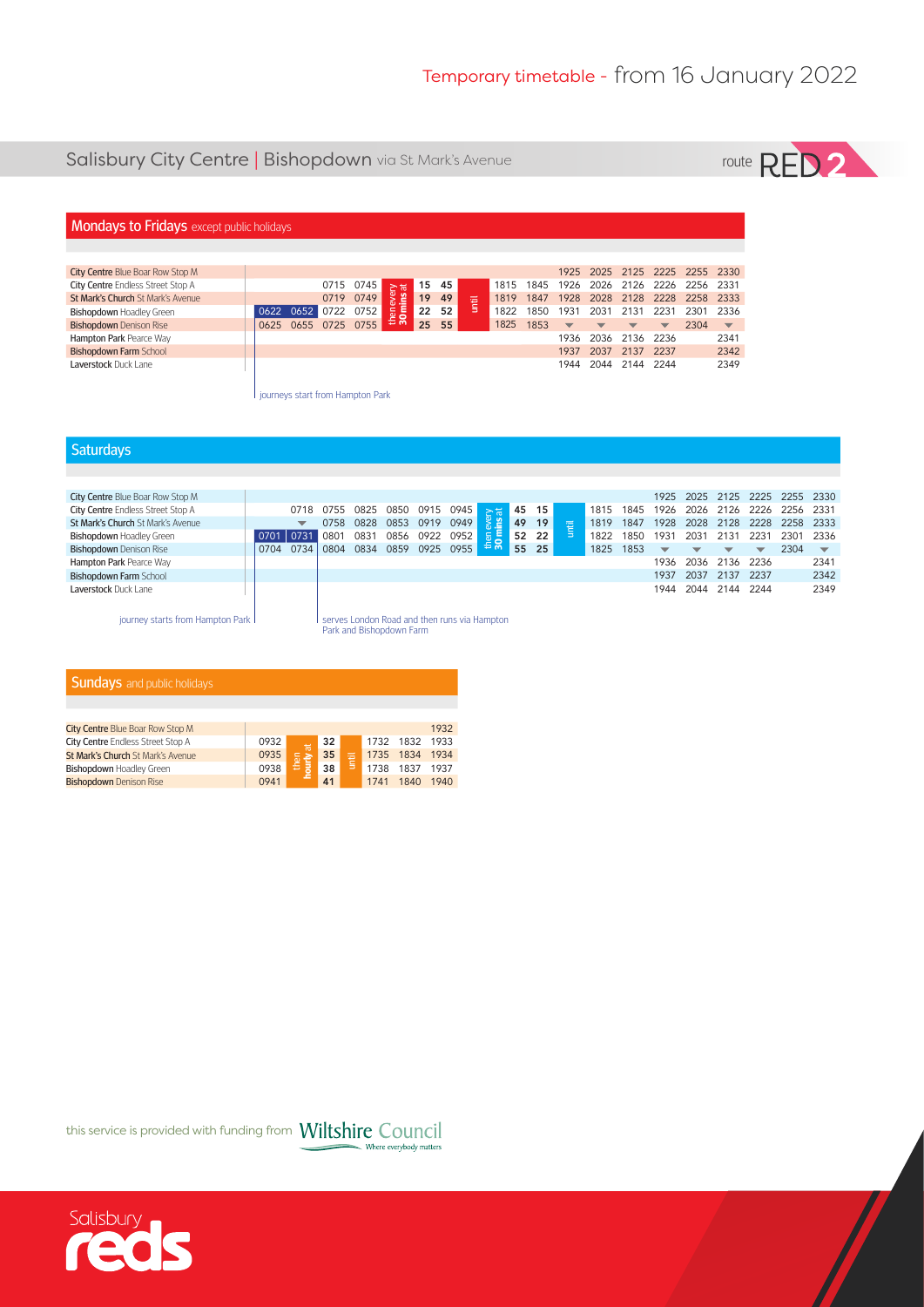Temporary timetable - from 16 January 2022

# Salisbury City Centre | Bishopdown via St Mark's Avenue

route RED 2

## Mondays to Fridays except public holidays

| | | | | | | | | | | | | | | | | |
|---|---|---|---|---|---|---|---|---|---|---|---|---|---|---|---|---|
| **City Centre** Blue Boar Row Stop M | | | | | then every 30 mins at | | | until | | | 1925 | 2025 | 2125 | 2225 | 2255 | 2330 |
| **City Centre** Endless Street Stop A | | | 0715 | 0745 | | 15 | 45 | | 1815 | 1845 | 1926 | 2026 | 2126 | 2226 | 2256 | 2331 |
| **St Mark's Church** St Mark's Avenue | | | 0719 | 0749 | | 19 | 49 | | 1819 | 1847 | 1928 | 2028 | 2128 | 2228 | 2258 | 2333 |
| **Bishopdown** Hoadley Green | 0622 | 0652 | 0722 | 0752 | | 22 | 52 | | 1822 | 1850 | 1931 | 2031 | 2131 | 2231 | 2301 | 2336 |
| **Bishopdown** Denison Rise | 0625 | 0655 | 0725 | 0755 | | 25 | 55 | | 1825 | 1853 | ▼ | ▼ | ▼ | ▼ | 2304 | ▼ |
| **Hampton Park** Pearce Way | | | | | | | | | | | 1936 | 2036 | 2136 | 2236 | | 2341 |
| **Bishopdown Farm** School | | | | | | | | | | | 1937 | 2037 | 2137 | 2237 | | 2342 |
| **Laverstock** Duck Lane | | | | | | | | | | | 1944 | 2044 | 2144 | 2244 | | 2349 |

journeys start from Hampton Park

## Saturdays

| | | | | | | | | | | | | | | | | | | | | |
|---|---|---|---|---|---|---|---|---|---|---|---|---|---|---|---|---|---|---|---|---|
| **City Centre** Blue Boar Row Stop M | | | | | | | | then every 30 mins at | | | until | | | 1925 | 2025 | 2125 | 2225 | 2255 | 2330 |
| **City Centre** Endless Street Stop A | | 0718 | 0755 | 0825 | 0850 | 0915 | 0945 | | 45 | 15 | | 1815 | 1845 | 1926 | 2026 | 2126 | 2226 | 2256 | 2331 |
| **St Mark's Church** St Mark's Avenue | | ▼ | 0758 | 0828 | 0853 | 0919 | 0949 | | 49 | 19 | | 1819 | 1847 | 1928 | 2028 | 2128 | 2228 | 2258 | 2333 |
| **Bishopdown** Hoadley Green | 0701 | 0731 | 0801 | 0831 | 0856 | 0922 | 0952 | | 52 | 22 | | 1822 | 1850 | 1931 | 2031 | 2131 | 2231 | 2301 | 2336 |
| **Bishopdown** Denison Rise | 0704 | 0734 | 0804 | 0834 | 0859 | 0925 | 0955 | | 55 | 25 | | 1825 | 1853 | ▼ | ▼ | ▼ | ▼ | 2304 | ▼ |
| **Hampton Park** Pearce Way | | | | | | | | | | | | | | 1936 | 2036 | 2136 | 2236 | | 2341 |
| **Bishopdown Farm** School | | | | | | | | | | | | | | 1937 | 2037 | 2137 | 2237 | | 2342 |
| **Laverstock** Duck Lane | | | | | | | | | | | | | | 1944 | 2044 | 2144 | 2244 | | 2349 |

journey starts from Hampton Park

serves London Road and then runs via Hampton Park and Bishopdown Farm

## Sundays and public holidays

| | | | | | | | |
|---|---|---|---|---|---|---|---|
| **City Centre** Blue Boar Row Stop M | | then hourly at | | until | | | 1932 |
| **City Centre** Endless Street Stop A | 0932 | | 32 | | 1732 | 1832 | 1933 |
| **St Mark's Church** St Mark's Avenue | 0935 | | 35 | | 1735 | 1834 | 1934 |
| **Bishopdown** Hoadley Green | 0938 | | 38 | | 1738 | 1837 | 1937 |
| **Bishopdown** Denison Rise | 0941 | | 41 | | 1741 | 1840 | 1940 |

this service is provided with funding from Wiltshire Council – Where everybody matters

Salisbury reds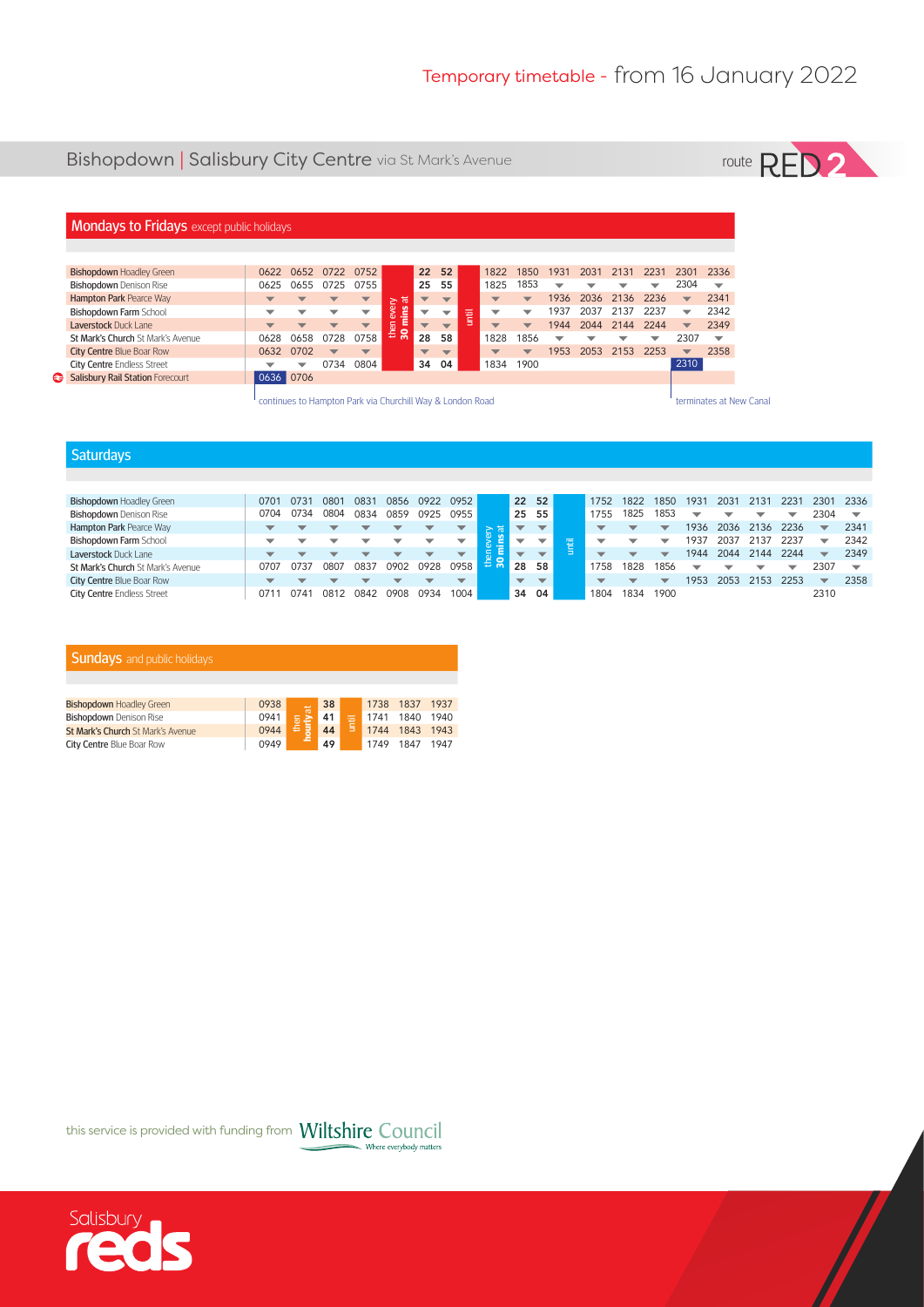Temporary timetable - from 16 January 2022

## Bishopdown | Salisbury City Centre via St Mark's Avenue

route RED 2

### Mondays to Fridays except public holidays

| | | | | | | | | | | | | | | | | | |
|---|---|---|---|---|---|---|---|---|---|---|---|---|---|---|---|---|---|
| Bishopdown Hoadley Green | 0622 | 0652 | 0722 | 0752 | then every 30 mins at | 22 | 52 | until | 1822 | 1850 | 1931 | 2031 | 2131 | 2231 | 2301 | 2336 |
| Bishopdown Denison Rise | 0625 | 0655 | 0725 | 0755 | | 25 | 55 | | 1825 | 1853 | ▼ | ▼ | ▼ | ▼ | 2304 | ▼ |
| Hampton Park Pearce Way | ▼ | ▼ | ▼ | ▼ | | ▼ | ▼ | | ▼ | ▼ | 1936 | 2036 | 2136 | 2236 | ▼ | 2341 |
| Bishopdown Farm School | ▼ | ▼ | ▼ | ▼ | | ▼ | ▼ | | ▼ | ▼ | 1937 | 2037 | 2137 | 2237 | ▼ | 2342 |
| Laverstock Duck Lane | ▼ | ▼ | ▼ | ▼ | | ▼ | ▼ | | ▼ | ▼ | 1944 | 2044 | 2144 | 2244 | ▼ | 2349 |
| St Mark's Church St Mark's Avenue | 0628 | 0658 | 0728 | 0758 | | 28 | 58 | | 1828 | 1856 | ▼ | ▼ | ▼ | ▼ | 2307 | ▼ |
| City Centre Blue Boar Row | 0632 | 0702 | ▼ | ▼ | | ▼ | ▼ | | ▼ | ▼ | 1953 | 2053 | 2153 | 2253 | ▼ | 2358 |
| City Centre Endless Street | ▼ | ▼ | 0734 | 0804 | | 34 | 04 | | 1834 | 1900 | | | | | 2310 | |
| Salisbury Rail Station Forecourt | 0636 | 0706 | | | | | | | | | | | | | | |

0636, 0706: continues to Hampton Park via Churchill Way & London Road

2310: terminates at New Canal

### Saturdays

| | | | | | | | | | | | | | | | | | | | | | |
|---|---|---|---|---|---|---|---|---|---|---|---|---|---|---|---|---|---|---|---|---|---|
| Bishopdown Hoadley Green | 0701 | 0731 | 0801 | 0831 | 0856 | 0922 | 0952 | then every 30 mins at | 22 | 52 | until | 1752 | 1822 | 1850 | 1931 | 2031 | 2131 | 2231 | 2301 | 2336 |
| Bishopdown Denison Rise | 0704 | 0734 | 0804 | 0834 | 0859 | 0925 | 0955 | | 25 | 55 | | 1755 | 1825 | 1853 | ▼ | ▼ | ▼ | ▼ | 2304 | ▼ |
| Hampton Park Pearce Way | ▼ | ▼ | ▼ | ▼ | ▼ | ▼ | ▼ | | ▼ | ▼ | | ▼ | ▼ | ▼ | 1936 | 2036 | 2136 | 2236 | ▼ | 2341 |
| Bishopdown Farm School | ▼ | ▼ | ▼ | ▼ | ▼ | ▼ | ▼ | | ▼ | ▼ | | ▼ | ▼ | ▼ | 1937 | 2037 | 2137 | 2237 | ▼ | 2342 |
| Laverstock Duck Lane | ▼ | ▼ | ▼ | ▼ | ▼ | ▼ | ▼ | | ▼ | ▼ | | ▼ | ▼ | ▼ | 1944 | 2044 | 2144 | 2244 | ▼ | 2349 |
| St Mark's Church St Mark's Avenue | 0707 | 0737 | 0807 | 0837 | 0902 | 0928 | 0958 | | 28 | 58 | | 1758 | 1828 | 1856 | ▼ | ▼ | ▼ | ▼ | 2307 | ▼ |
| City Centre Blue Boar Row | ▼ | ▼ | ▼ | ▼ | ▼ | ▼ | ▼ | | ▼ | ▼ | | ▼ | ▼ | ▼ | 1953 | 2053 | 2153 | 2253 | ▼ | 2358 |
| City Centre Endless Street | 0711 | 0741 | 0812 | 0842 | 0908 | 0934 | 1004 | | 34 | 04 | | 1804 | 1834 | 1900 | | | | | 2310 | |

### Sundays and public holidays

| | | | | | | | |
|---|---|---|---|---|---|---|---|
| Bishopdown Hoadley Green | 0938 | then hourly at | 38 | until | 1738 | 1837 | 1937 |
| Bishopdown Denison Rise | 0941 | | 41 | | 1741 | 1840 | 1940 |
| St Mark's Church St Mark's Avenue | 0944 | | 44 | | 1744 | 1843 | 1943 |
| City Centre Blue Boar Row | 0949 | | 49 | | 1749 | 1847 | 1947 |

this service is provided with funding from Wiltshire Council — Where everybody matters

Salisbury reds